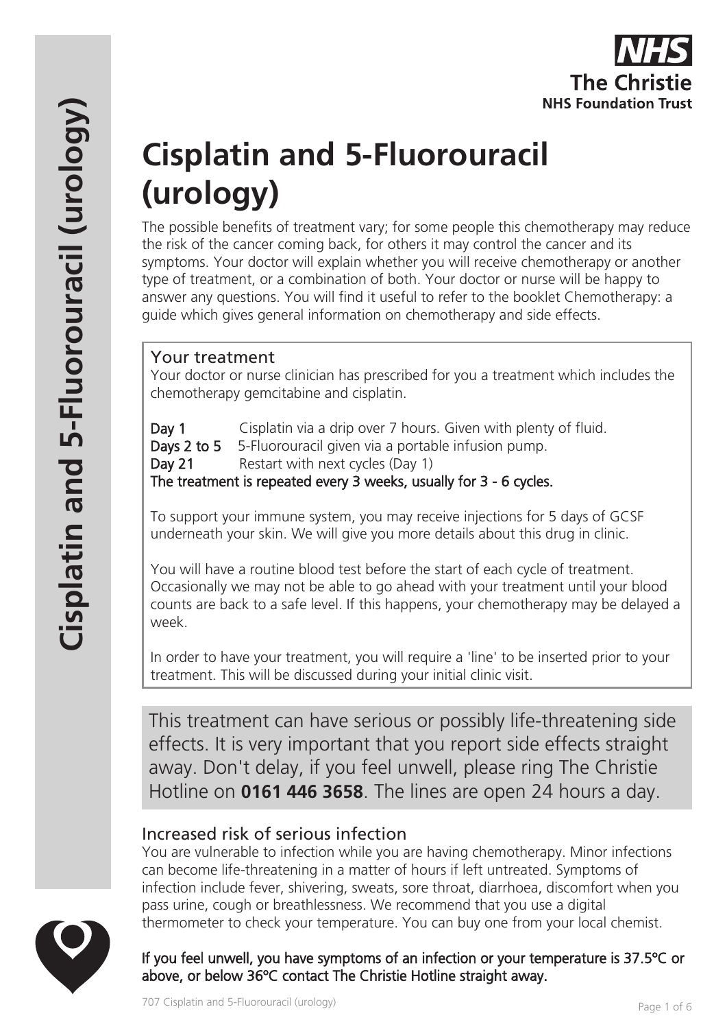# Cisplatin and 5-Fluorouracil (urology)

The possible benefits of treatment vary; for some people this chemotherapy may reduce the risk of the cancer coming back, for others it may control the cancer and its symptoms. Your doctor will explain whether you will receive chemotherapy or another type of treatment, or a combination of both. Your doctor or nurse will be happy to answer any questions. You will find it useful to refer to the booklet Chemotherapy: a guide which gives general information on chemotherapy and side effects.

## Your treatment

Your doctor or nurse clinician has prescribed for you a treatment which includes the chemotherapy gemcitabine and cisplatin.

**Day 1** Cisplatin via a drip over 7 hours. Given with plenty of fluid.
**Days 2 to 5** 5-Fluorouracil given via a portable infusion pump.
**Day 21** Restart with next cycles (Day 1)
**The treatment is repeated every 3 weeks, usually for 3 - 6 cycles.**

To support your immune system, you may receive injections for 5 days of GCSF underneath your skin. We will give you more details about this drug in clinic.

You will have a routine blood test before the start of each cycle of treatment. Occasionally we may not be able to go ahead with your treatment until your blood counts are back to a safe level. If this happens, your chemotherapy may be delayed a week.

In order to have your treatment, you will require a 'line' to be inserted prior to your treatment. This will be discussed during your initial clinic visit.

This treatment can have serious or possibly life-threatening side effects. It is very important that you report side effects straight away. Don't delay, if you feel unwell, please ring The Christie Hotline on **0161 446 3658**. The lines are open 24 hours a day.

## Increased risk of serious infection

You are vulnerable to infection while you are having chemotherapy. Minor infections can become life-threatening in a matter of hours if left untreated. Symptoms of infection include fever, shivering, sweats, sore throat, diarrhoea, discomfort when you pass urine, cough or breathlessness. We recommend that you use a digital thermometer to check your temperature. You can buy one from your local chemist.

**If you feel unwell, you have symptoms of an infection or your temperature is 37.5°C or above, or below 36°C contact The Christie Hotline straight away.**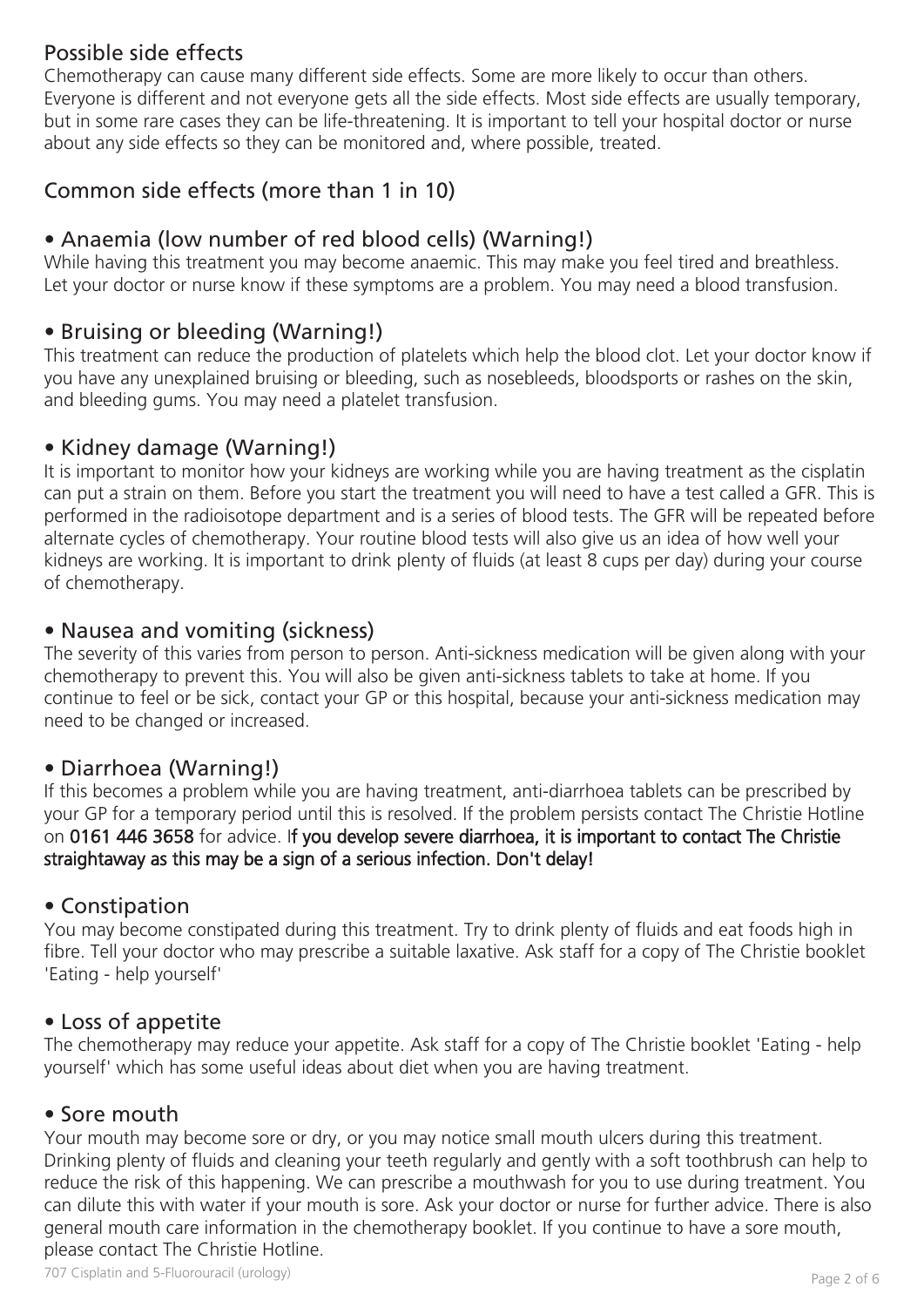## Possible side effects

Chemotherapy can cause many different side effects. Some are more likely to occur than others. Everyone is different and not everyone gets all the side effects. Most side effects are usually temporary, but in some rare cases they can be life-threatening. It is important to tell your hospital doctor or nurse about any side effects so they can be monitored and, where possible, treated.

## Common side effects (more than 1 in 10)

### • Anaemia (low number of red blood cells) (Warning!)

While having this treatment you may become anaemic. This may make you feel tired and breathless. Let your doctor or nurse know if these symptoms are a problem. You may need a blood transfusion.

### • Bruising or bleeding (Warning!)

This treatment can reduce the production of platelets which help the blood clot. Let your doctor know if you have any unexplained bruising or bleeding, such as nosebleeds, bloodspots or rashes on the skin, and bleeding gums. You may need a platelet transfusion.

### • Kidney damage (Warning!)

It is important to monitor how your kidneys are working while you are having treatment as the cisplatin can put a strain on them. Before you start the treatment you will need to have a test called a GFR. This is performed in the radioisotope department and is a series of blood tests. The GFR will be repeated before alternate cycles of chemotherapy. Your routine blood tests will also give us an idea of how well your kidneys are working. It is important to drink plenty of fluids (at least 8 cups per day) during your course of chemotherapy.

### • Nausea and vomiting (sickness)

The severity of this varies from person to person. Anti-sickness medication will be given along with your chemotherapy to prevent this. You will also be given anti-sickness tablets to take at home. If you continue to feel or be sick, contact your GP or this hospital, because your anti-sickness medication may need to be changed or increased.

### • Diarrhoea (Warning!)

If this becomes a problem while you are having treatment, anti-diarrhoea tablets can be prescribed by your GP for a temporary period until this is resolved. If the problem persists contact The Christie Hotline on **0161 446 3658** for advice. I**f you develop severe diarrhoea, it is important to contact The Christie straightaway as this may be a sign of a serious infection. Don't delay!**

### • Constipation

You may become constipated during this treatment. Try to drink plenty of fluids and eat foods high in fibre. Tell your doctor who may prescribe a suitable laxative. Ask staff for a copy of The Christie booklet 'Eating - help yourself'

### • Loss of appetite

The chemotherapy may reduce your appetite. Ask staff for a copy of The Christie booklet 'Eating - help yourself' which has some useful ideas about diet when you are having treatment.

### • Sore mouth

Your mouth may become sore or dry, or you may notice small mouth ulcers during this treatment. Drinking plenty of fluids and cleaning your teeth regularly and gently with a soft toothbrush can help to reduce the risk of this happening. We can prescribe a mouthwash for you to use during treatment. You can dilute this with water if your mouth is sore. Ask your doctor or nurse for further advice. There is also general mouth care information in the chemotherapy booklet. If you continue to have a sore mouth, please contact The Christie Hotline.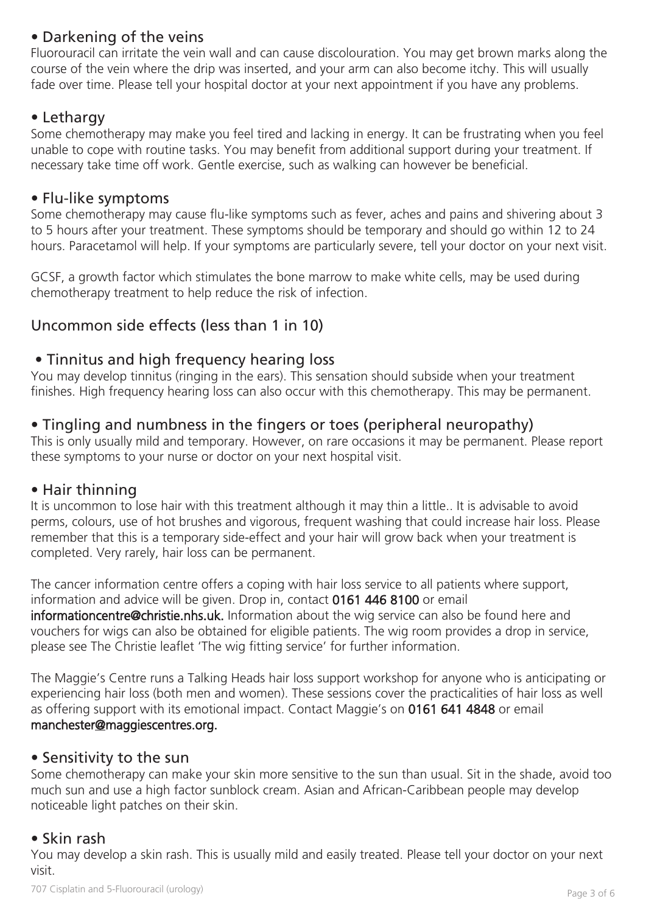## • Darkening of the veins

Fluorouracil can irritate the vein wall and can cause discolouration. You may get brown marks along the course of the vein where the drip was inserted, and your arm can also become itchy. This will usually fade over time. Please tell your hospital doctor at your next appointment if you have any problems.

## • Lethargy

Some chemotherapy may make you feel tired and lacking in energy. It can be frustrating when you feel unable to cope with routine tasks. You may benefit from additional support during your treatment. If necessary take time off work. Gentle exercise, such as walking can however be beneficial.

## • Flu-like symptoms

Some chemotherapy may cause flu-like symptoms such as fever, aches and pains and shivering about 3 to 5 hours after your treatment. These symptoms should be temporary and should go within 12 to 24 hours. Paracetamol will help. If your symptoms are particularly severe, tell your doctor on your next visit.

GCSF, a growth factor which stimulates the bone marrow to make white cells, may be used during chemotherapy treatment to help reduce the risk of infection.

# Uncommon side effects (less than 1 in 10)

## • Tinnitus and high frequency hearing loss

You may develop tinnitus (ringing in the ears). This sensation should subside when your treatment finishes. High frequency hearing loss can also occur with this chemotherapy. This may be permanent.

## • Tingling and numbness in the fingers or toes (peripheral neuropathy)

This is only usually mild and temporary. However, on rare occasions it may be permanent. Please report these symptoms to your nurse or doctor on your next hospital visit.

## • Hair thinning

It is uncommon to lose hair with this treatment although it may thin a little.. It is advisable to avoid perms, colours, use of hot brushes and vigorous, frequent washing that could increase hair loss. Please remember that this is a temporary side-effect and your hair will grow back when your treatment is completed. Very rarely, hair loss can be permanent.

The cancer information centre offers a coping with hair loss service to all patients where support, information and advice will be given. Drop in, contact **0161 446 8100** or email **informationcentre@christie.nhs.uk.** Information about the wig service can also be found here and vouchers for wigs can also be obtained for eligible patients. The wig room provides a drop in service, please see The Christie leaflet 'The wig fitting service' for further information.

The Maggie's Centre runs a Talking Heads hair loss support workshop for anyone who is anticipating or experiencing hair loss (both men and women). These sessions cover the practicalities of hair loss as well as offering support with its emotional impact. Contact Maggie's on **0161 641 4848** or email **manchester@maggiescentres.org.**

## • Sensitivity to the sun

Some chemotherapy can make your skin more sensitive to the sun than usual. Sit in the shade, avoid too much sun and use a high factor sunblock cream. Asian and African-Caribbean people may develop noticeable light patches on their skin.

## • Skin rash

You may develop a skin rash. This is usually mild and easily treated. Please tell your doctor on your next visit.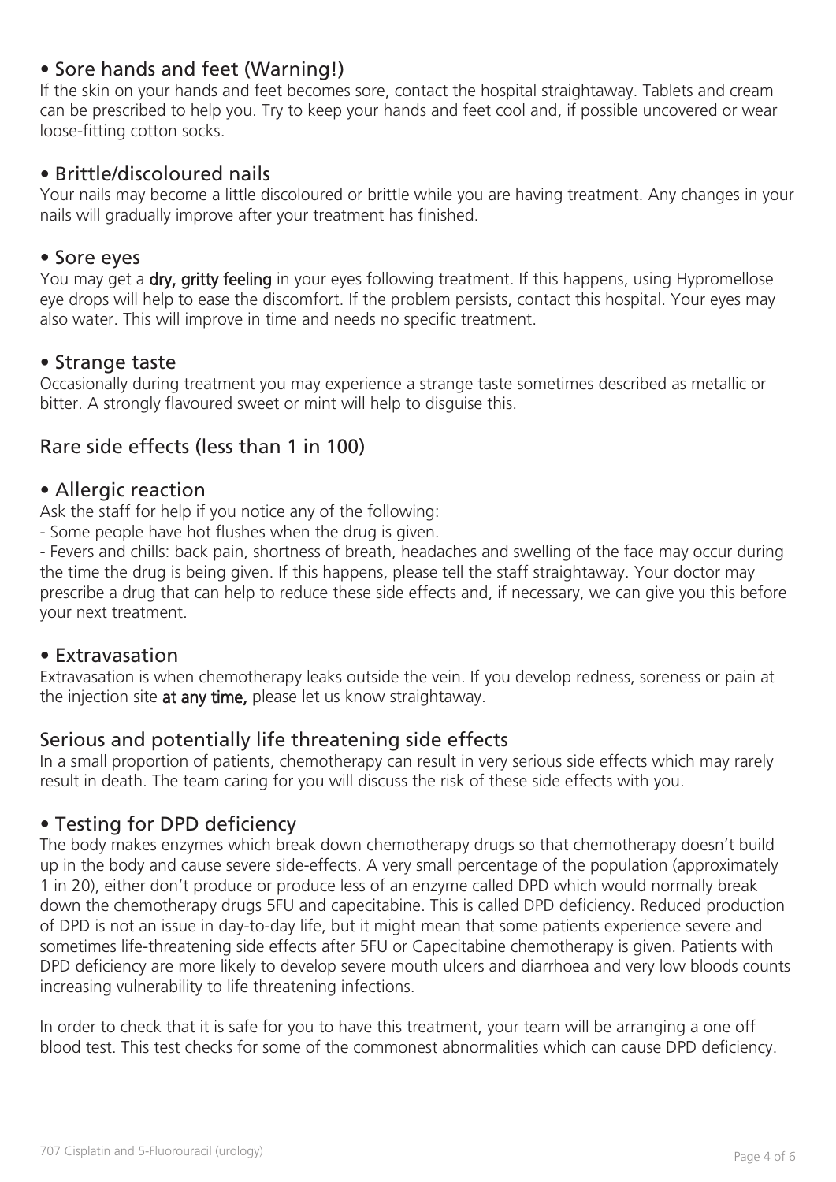## • Sore hands and feet (Warning!)

If the skin on your hands and feet becomes sore, contact the hospital straightaway. Tablets and cream can be prescribed to help you. Try to keep your hands and feet cool and, if possible uncovered or wear loose-fitting cotton socks.

## • Brittle/discoloured nails

Your nails may become a little discoloured or brittle while you are having treatment. Any changes in your nails will gradually improve after your treatment has finished.

## • Sore eyes

You may get a **dry, gritty feeling** in your eyes following treatment. If this happens, using Hypromellose eye drops will help to ease the discomfort. If the problem persists, contact this hospital. Your eyes may also water. This will improve in time and needs no specific treatment.

## • Strange taste

Occasionally during treatment you may experience a strange taste sometimes described as metallic or bitter. A strongly flavoured sweet or mint will help to disguise this.

## Rare side effects (less than 1 in 100)

## • Allergic reaction

Ask the staff for help if you notice any of the following:

- Some people have hot flushes when the drug is given.
- Fevers and chills: back pain, shortness of breath, headaches and swelling of the face may occur during the time the drug is being given. If this happens, please tell the staff straightaway. Your doctor may prescribe a drug that can help to reduce these side effects and, if necessary, we can give you this before your next treatment.

## • Extravasation

Extravasation is when chemotherapy leaks outside the vein. If you develop redness, soreness or pain at the injection site **at any time,** please let us know straightaway.

## Serious and potentially life threatening side effects

In a small proportion of patients, chemotherapy can result in very serious side effects which may rarely result in death. The team caring for you will discuss the risk of these side effects with you.

## • Testing for DPD deficiency

The body makes enzymes which break down chemotherapy drugs so that chemotherapy doesn't build up in the body and cause severe side-effects. A very small percentage of the population (approximately 1 in 20), either don't produce or produce less of an enzyme called DPD which would normally break down the chemotherapy drugs 5FU and capecitabine. This is called DPD deficiency. Reduced production of DPD is not an issue in day-to-day life, but it might mean that some patients experience severe and sometimes life-threatening side effects after 5FU or Capecitabine chemotherapy is given. Patients with DPD deficiency are more likely to develop severe mouth ulcers and diarrhoea and very low bloods counts increasing vulnerability to life threatening infections.

In order to check that it is safe for you to have this treatment, your team will be arranging a one off blood test. This test checks for some of the commonest abnormalities which can cause DPD deficiency.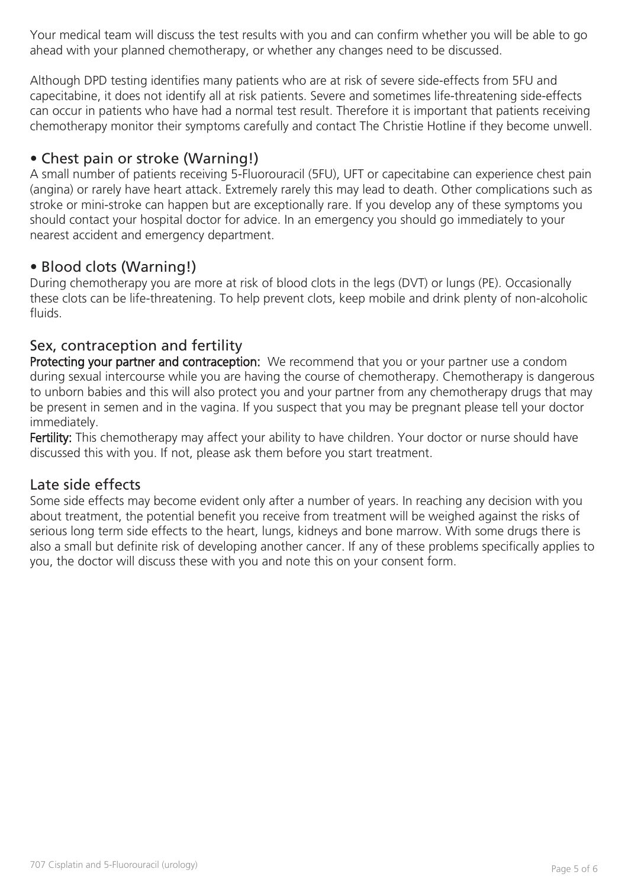Your medical team will discuss the test results with you and can confirm whether you will be able to go ahead with your planned chemotherapy, or whether any changes need to be discussed.

Although DPD testing identifies many patients who are at risk of severe side-effects from 5FU and capecitabine, it does not identify all at risk patients. Severe and sometimes life-threatening side-effects can occur in patients who have had a normal test result. Therefore it is important that patients receiving chemotherapy monitor their symptoms carefully and contact The Christie Hotline if they become unwell.

## • Chest pain or stroke (Warning!)

A small number of patients receiving 5-Fluorouracil (5FU), UFT or capecitabine can experience chest pain (angina) or rarely have heart attack. Extremely rarely this may lead to death. Other complications such as stroke or mini-stroke can happen but are exceptionally rare. If you develop any of these symptoms you should contact your hospital doctor for advice. In an emergency you should go immediately to your nearest accident and emergency department.

## • Blood clots (Warning!)

During chemotherapy you are more at risk of blood clots in the legs (DVT) or lungs (PE). Occasionally these clots can be life-threatening. To help prevent clots, keep mobile and drink plenty of non-alcoholic fluids.

## Sex, contraception and fertility

**Protecting your partner and contraception:** We recommend that you or your partner use a condom during sexual intercourse while you are having the course of chemotherapy. Chemotherapy is dangerous to unborn babies and this will also protect you and your partner from any chemotherapy drugs that may be present in semen and in the vagina. If you suspect that you may be pregnant please tell your doctor immediately.

**Fertility:** This chemotherapy may affect your ability to have children. Your doctor or nurse should have discussed this with you. If not, please ask them before you start treatment.

## Late side effects

Some side effects may become evident only after a number of years. In reaching any decision with you about treatment, the potential benefit you receive from treatment will be weighed against the risks of serious long term side effects to the heart, lungs, kidneys and bone marrow. With some drugs there is also a small but definite risk of developing another cancer. If any of these problems specifically applies to you, the doctor will discuss these with you and note this on your consent form.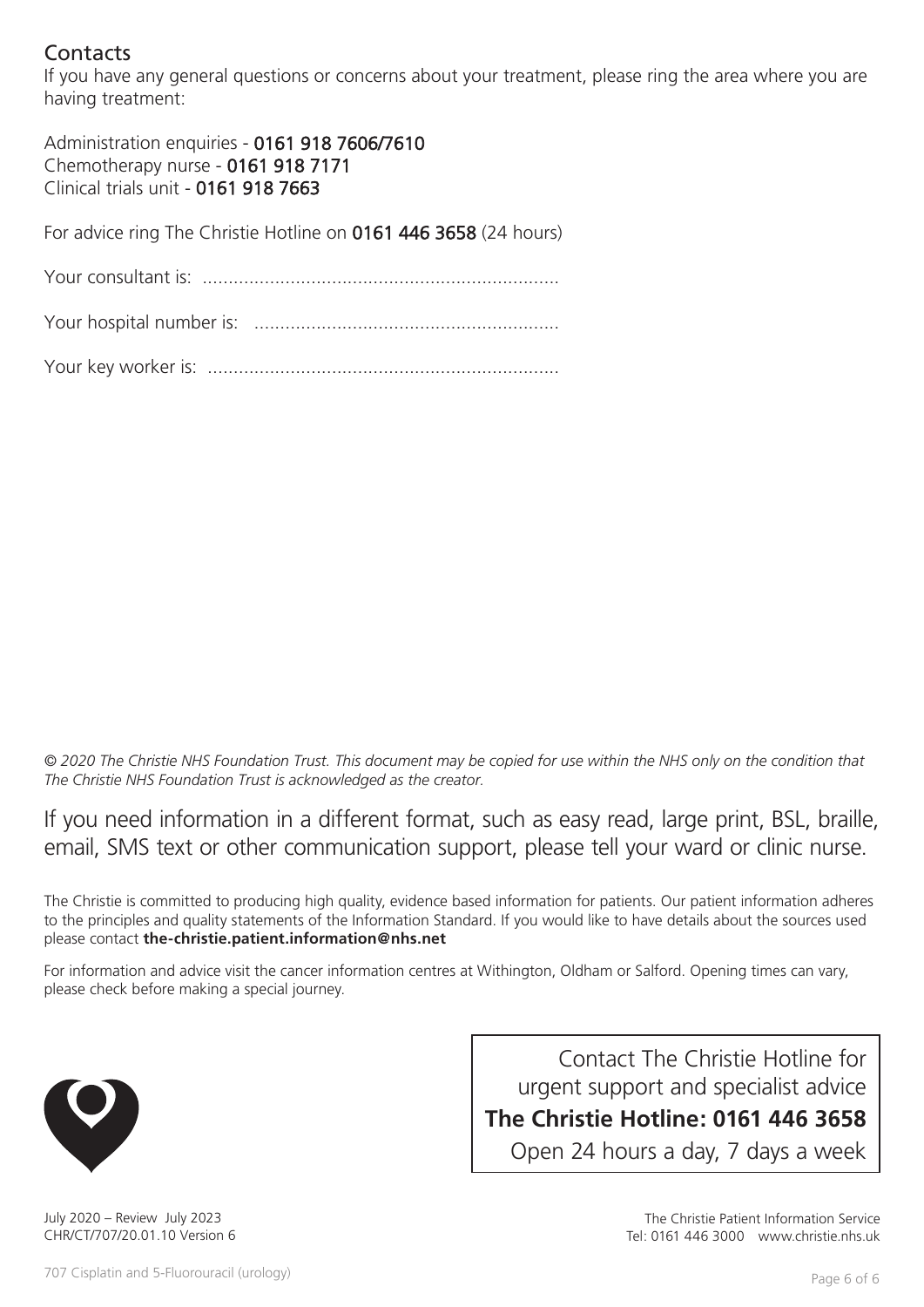## Contacts

If you have any general questions or concerns about your treatment, please ring the area where you are having treatment:

Administration enquiries - **0161 918 7606/7610**
Chemotherapy nurse - **0161 918 7171**
Clinical trials unit - **0161 918 7663**

For advice ring The Christie Hotline on **0161 446 3658** (24 hours)

Your consultant is: ....................................................................

Your hospital number is: ...........................................................

Your key worker is: ....................................................................

*© 2020 The Christie NHS Foundation Trust. This document may be copied for use within the NHS only on the condition that The Christie NHS Foundation Trust is acknowledged as the creator.*

If you need information in a different format, such as easy read, large print, BSL, braille, email, SMS text or other communication support, please tell your ward or clinic nurse.

The Christie is committed to producing high quality, evidence based information for patients. Our patient information adheres to the principles and quality statements of the Information Standard. If you would like to have details about the sources used please contact **the-christie.patient.information@nhs.net**

For information and advice visit the cancer information centres at Withington, Oldham or Salford. Opening times can vary, please check before making a special journey.

Contact The Christie Hotline for urgent support and specialist advice
**The Christie Hotline: 0161 446 3658**
Open 24 hours a day, 7 days a week

July 2020 – Review July 2023
CHR/CT/707/20.01.10 Version 6

The Christie Patient Information Service
Tel: 0161 446 3000 www.christie.nhs.uk

707 Cisplatin and 5-Fluorouracil (urology)